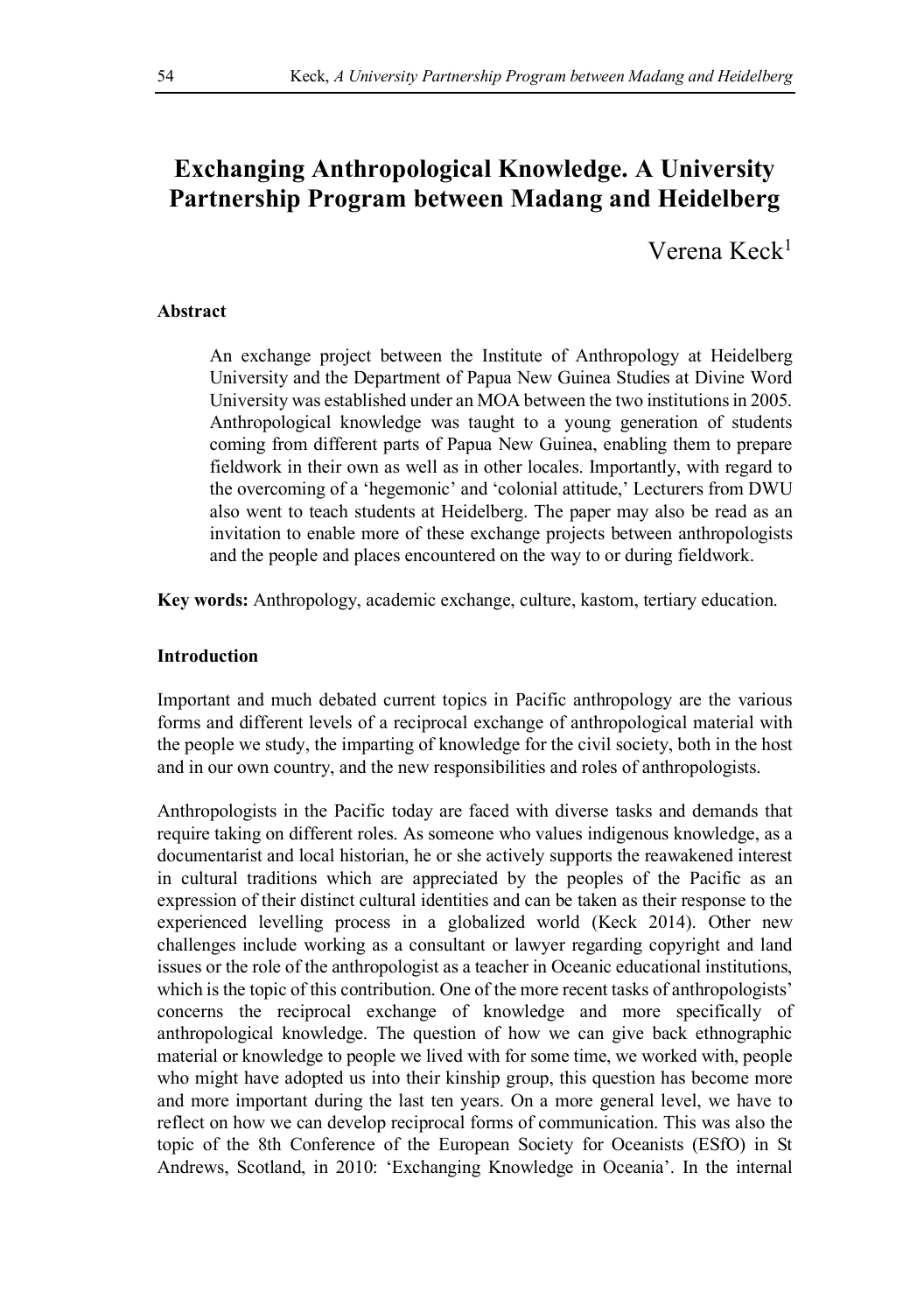# Exchanging Anthropological Knowledge. A University Partnership Program between Madang and Heidelberg

Verena Keck[1]

### Abstract

An exchange project between the Institute of Anthropology at Heidelberg University and the Department of Papua New Guinea Studies at Divine Word University was established under an MOA between the two institutions in 2005. Anthropological knowledge was taught to a young generation of students coming from different parts of Papua New Guinea, enabling them to prepare fieldwork in their own as well as in other locales. Importantly, with regard to the overcoming of a 'hegemonic' and 'colonial attitude,' Lecturers from DWU also went to teach students at Heidelberg. The paper may also be read as an invitation to enable more of these exchange projects between anthropologists and the people and places encountered on the way to or during fieldwork.

**Key words:** Anthropology, academic exchange, culture, kastom, tertiary education.

### Introduction

Important and much debated current topics in Pacific anthropology are the various forms and different levels of a reciprocal exchange of anthropological material with the people we study, the imparting of knowledge for the civil society, both in the host and in our own country, and the new responsibilities and roles of anthropologists.

Anthropologists in the Pacific today are faced with diverse tasks and demands that require taking on different roles. As someone who values indigenous knowledge, as a documentarist and local historian, he or she actively supports the reawakened interest in cultural traditions which are appreciated by the peoples of the Pacific as an expression of their distinct cultural identities and can be taken as their response to the experienced levelling process in a globalized world (Keck 2014). Other new challenges include working as a consultant or lawyer regarding copyright and land issues or the role of the anthropologist as a teacher in Oceanic educational institutions, which is the topic of this contribution. One of the more recent tasks of anthropologists' concerns the reciprocal exchange of knowledge and more specifically of anthropological knowledge. The question of how we can give back ethnographic material or knowledge to people we lived with for some time, we worked with, people who might have adopted us into their kinship group, this question has become more and more important during the last ten years. On a more general level, we have to reflect on how we can develop reciprocal forms of communication. This was also the topic of the 8th Conference of the European Society for Oceanists (ESfO) in St Andrews, Scotland, in 2010: 'Exchanging Knowledge in Oceania'. In the internal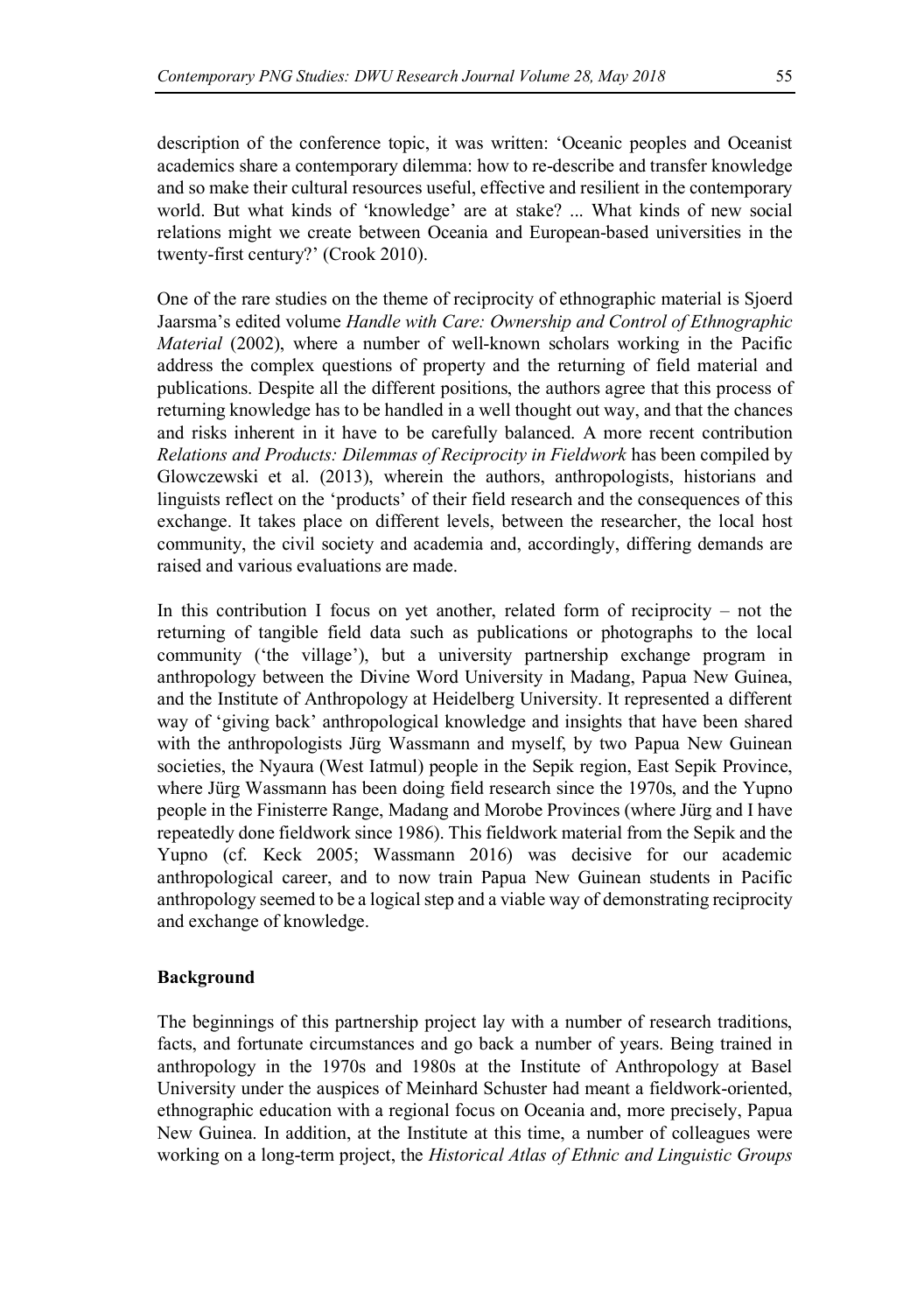description of the conference topic, it was written: 'Oceanic peoples and Oceanist academics share a contemporary dilemma: how to re-describe and transfer knowledge and so make their cultural resources useful, effective and resilient in the contemporary world. But what kinds of 'knowledge' are at stake? ... What kinds of new social relations might we create between Oceania and European-based universities in the twenty-first century?' (Crook 2010).

One of the rare studies on the theme of reciprocity of ethnographic material is Sjoerd Jaarsma's edited volume *Handle with Care: Ownership and Control of Ethnographic Material* (2002), where a number of well-known scholars working in the Pacific address the complex questions of property and the returning of field material and publications. Despite all the different positions, the authors agree that this process of returning knowledge has to be handled in a well thought out way, and that the chances and risks inherent in it have to be carefully balanced. A more recent contribution *Relations and Products: Dilemmas of Reciprocity in Fieldwork* has been compiled by Glowczewski et al. (2013), wherein the authors, anthropologists, historians and linguists reflect on the 'products' of their field research and the consequences of this exchange. It takes place on different levels, between the researcher, the local host community, the civil society and academia and, accordingly, differing demands are raised and various evaluations are made.

In this contribution I focus on yet another, related form of reciprocity – not the returning of tangible field data such as publications or photographs to the local community ('the village'), but a university partnership exchange program in anthropology between the Divine Word University in Madang, Papua New Guinea, and the Institute of Anthropology at Heidelberg University. It represented a different way of 'giving back' anthropological knowledge and insights that have been shared with the anthropologists Jürg Wassmann and myself, by two Papua New Guinean societies, the Nyaura (West Iatmul) people in the Sepik region, East Sepik Province, where Jürg Wassmann has been doing field research since the 1970s, and the Yupno people in the Finisterre Range, Madang and Morobe Provinces (where Jürg and I have repeatedly done fieldwork since 1986). This fieldwork material from the Sepik and the Yupno (cf. Keck 2005; Wassmann 2016) was decisive for our academic anthropological career, and to now train Papua New Guinean students in Pacific anthropology seemed to be a logical step and a viable way of demonstrating reciprocity and exchange of knowledge.

**Background**

The beginnings of this partnership project lay with a number of research traditions, facts, and fortunate circumstances and go back a number of years. Being trained in anthropology in the 1970s and 1980s at the Institute of Anthropology at Basel University under the auspices of Meinhard Schuster had meant a fieldwork-oriented, ethnographic education with a regional focus on Oceania and, more precisely, Papua New Guinea. In addition, at the Institute at this time, a number of colleagues were working on a long-term project, the *Historical Atlas of Ethnic and Linguistic Groups*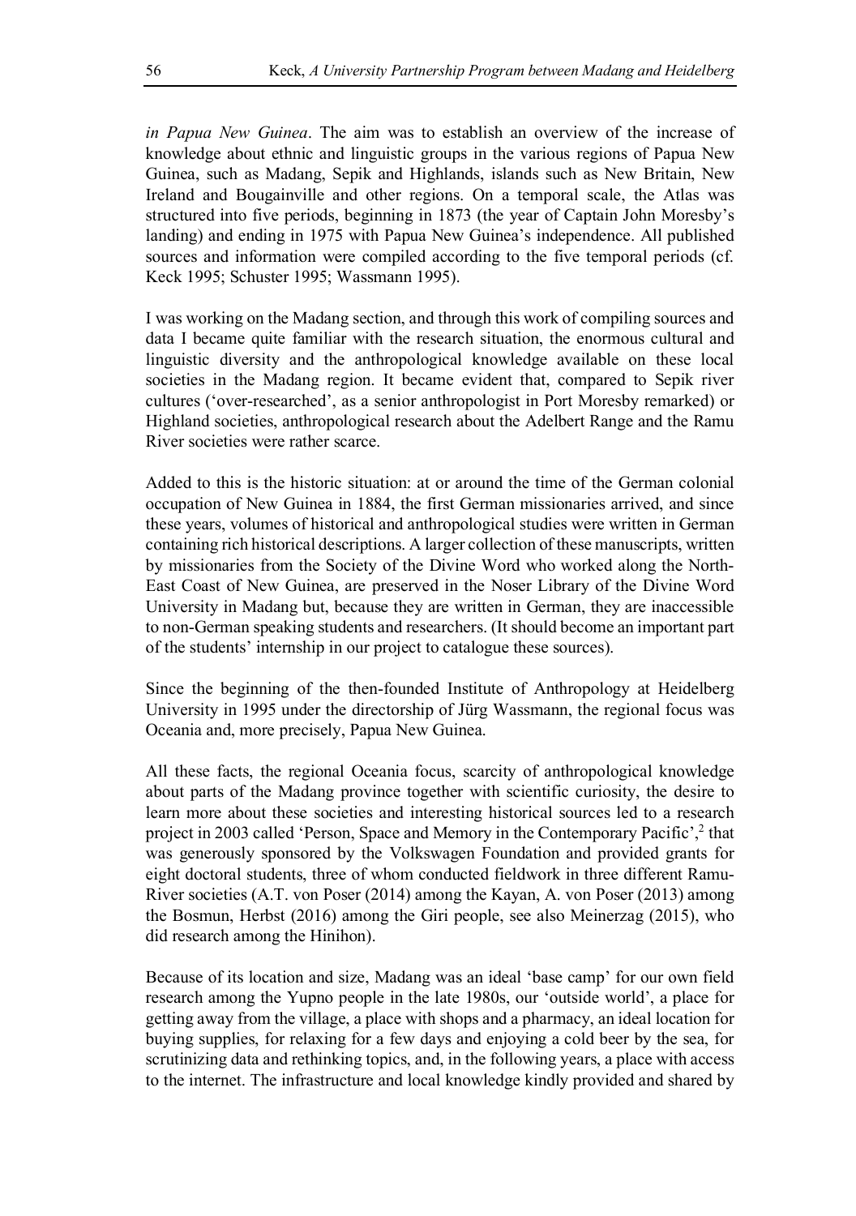*in Papua New Guinea*. The aim was to establish an overview of the increase of knowledge about ethnic and linguistic groups in the various regions of Papua New Guinea, such as Madang, Sepik and Highlands, islands such as New Britain, New Ireland and Bougainville and other regions. On a temporal scale, the Atlas was structured into five periods, beginning in 1873 (the year of Captain John Moresby's landing) and ending in 1975 with Papua New Guinea's independence. All published sources and information were compiled according to the five temporal periods (cf. Keck 1995; Schuster 1995; Wassmann 1995).

I was working on the Madang section, and through this work of compiling sources and data I became quite familiar with the research situation, the enormous cultural and linguistic diversity and the anthropological knowledge available on these local societies in the Madang region. It became evident that, compared to Sepik river cultures ('over-researched', as a senior anthropologist in Port Moresby remarked) or Highland societies, anthropological research about the Adelbert Range and the Ramu River societies were rather scarce.

Added to this is the historic situation: at or around the time of the German colonial occupation of New Guinea in 1884, the first German missionaries arrived, and since these years, volumes of historical and anthropological studies were written in German containing rich historical descriptions. A larger collection of these manuscripts, written by missionaries from the Society of the Divine Word who worked along the North-East Coast of New Guinea, are preserved in the Noser Library of the Divine Word University in Madang but, because they are written in German, they are inaccessible to non-German speaking students and researchers. (It should become an important part of the students' internship in our project to catalogue these sources).

Since the beginning of the then-founded Institute of Anthropology at Heidelberg University in 1995 under the directorship of Jürg Wassmann, the regional focus was Oceania and, more precisely, Papua New Guinea.

All these facts, the regional Oceania focus, scarcity of anthropological knowledge about parts of the Madang province together with scientific curiosity, the desire to learn more about these societies and interesting historical sources led to a research project in 2003 called 'Person, Space and Memory in the Contemporary Pacific',[2] that was generously sponsored by the Volkswagen Foundation and provided grants for eight doctoral students, three of whom conducted fieldwork in three different Ramu-River societies (A.T. von Poser (2014) among the Kayan, A. von Poser (2013) among the Bosmun, Herbst (2016) among the Giri people, see also Meinerzag (2015), who did research among the Hinihon).

Because of its location and size, Madang was an ideal 'base camp' for our own field research among the Yupno people in the late 1980s, our 'outside world', a place for getting away from the village, a place with shops and a pharmacy, an ideal location for buying supplies, for relaxing for a few days and enjoying a cold beer by the sea, for scrutinizing data and rethinking topics, and, in the following years, a place with access to the internet. The infrastructure and local knowledge kindly provided and shared by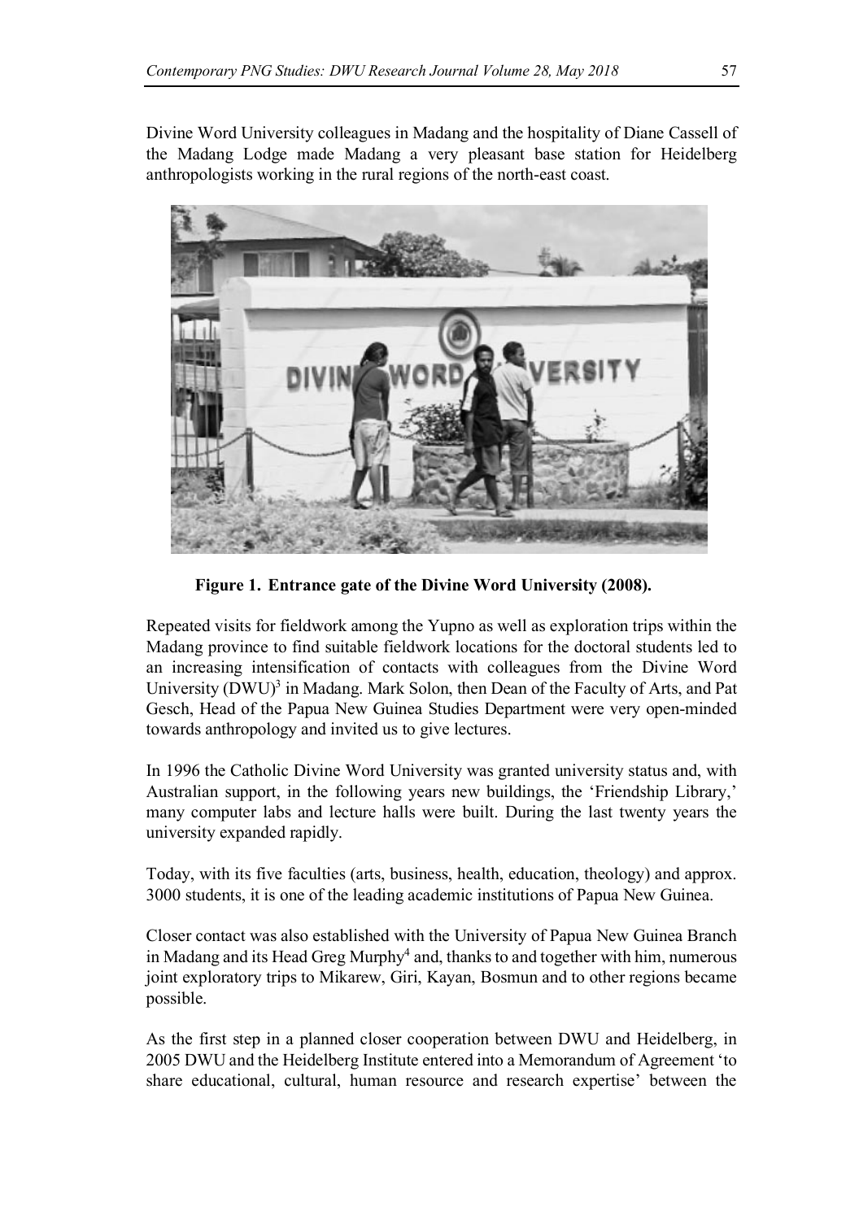Divine Word University colleagues in Madang and the hospitality of Diane Cassell of the Madang Lodge made Madang a very pleasant base station for Heidelberg anthropologists working in the rural regions of the north-east coast.

**Figure 1. Entrance gate of the Divine Word University (2008).**

Repeated visits for fieldwork among the Yupno as well as exploration trips within the Madang province to find suitable fieldwork locations for the doctoral students led to an increasing intensification of contacts with colleagues from the Divine Word University (DWU)[3] in Madang. Mark Solon, then Dean of the Faculty of Arts, and Pat Gesch, Head of the Papua New Guinea Studies Department were very open-minded towards anthropology and invited us to give lectures.

In 1996 the Catholic Divine Word University was granted university status and, with Australian support, in the following years new buildings, the 'Friendship Library,' many computer labs and lecture halls were built. During the last twenty years the university expanded rapidly.

Today, with its five faculties (arts, business, health, education, theology) and approx. 3000 students, it is one of the leading academic institutions of Papua New Guinea.

Closer contact was also established with the University of Papua New Guinea Branch in Madang and its Head Greg Murphy[4] and, thanks to and together with him, numerous joint exploratory trips to Mikarew, Giri, Kayan, Bosmun and to other regions became possible.

As the first step in a planned closer cooperation between DWU and Heidelberg, in 2005 DWU and the Heidelberg Institute entered into a Memorandum of Agreement 'to share educational, cultural, human resource and research expertise' between the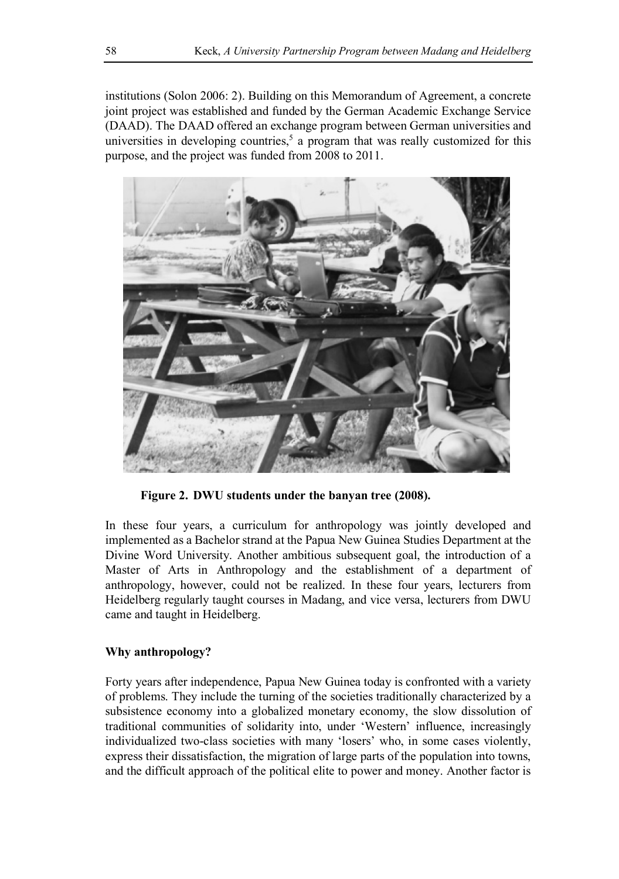institutions (Solon 2006: 2). Building on this Memorandum of Agreement, a concrete joint project was established and funded by the German Academic Exchange Service (DAAD). The DAAD offered an exchange program between German universities and universities in developing countries,[5] a program that was really customized for this purpose, and the project was funded from 2008 to 2011.

**Figure 2. DWU students under the banyan tree (2008).**

In these four years, a curriculum for anthropology was jointly developed and implemented as a Bachelor strand at the Papua New Guinea Studies Department at the Divine Word University. Another ambitious subsequent goal, the introduction of a Master of Arts in Anthropology and the establishment of a department of anthropology, however, could not be realized. In these four years, lecturers from Heidelberg regularly taught courses in Madang, and vice versa, lecturers from DWU came and taught in Heidelberg.

## Why anthropology?

Forty years after independence, Papua New Guinea today is confronted with a variety of problems. They include the turning of the societies traditionally characterized by a subsistence economy into a globalized monetary economy, the slow dissolution of traditional communities of solidarity into, under 'Western' influence, increasingly individualized two-class societies with many 'losers' who, in some cases violently, express their dissatisfaction, the migration of large parts of the population into towns, and the difficult approach of the political elite to power and money. Another factor is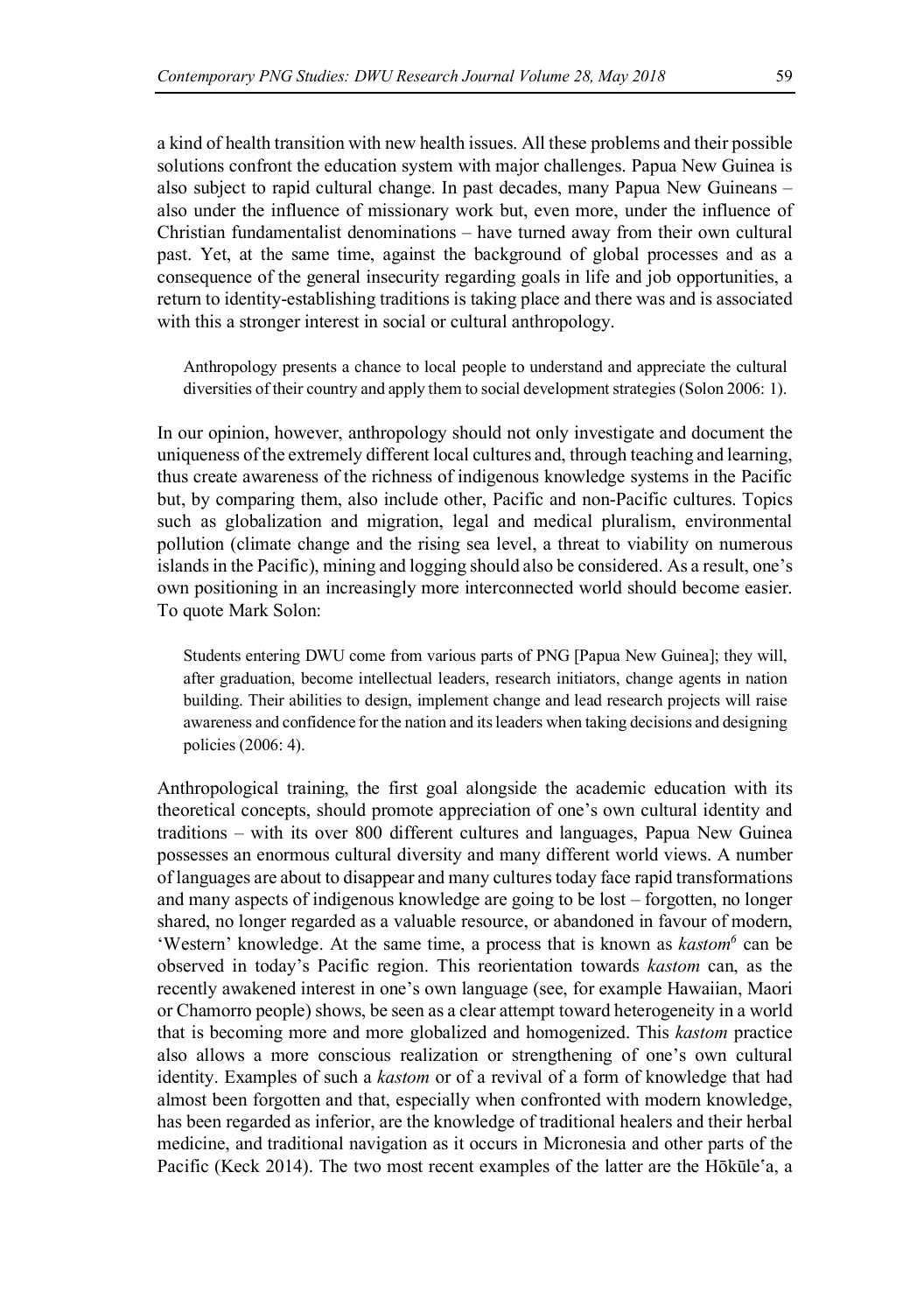a kind of health transition with new health issues. All these problems and their possible solutions confront the education system with major challenges. Papua New Guinea is also subject to rapid cultural change. In past decades, many Papua New Guineans – also under the influence of missionary work but, even more, under the influence of Christian fundamentalist denominations – have turned away from their own cultural past. Yet, at the same time, against the background of global processes and as a consequence of the general insecurity regarding goals in life and job opportunities, a return to identity-establishing traditions is taking place and there was and is associated with this a stronger interest in social or cultural anthropology.

> Anthropology presents a chance to local people to understand and appreciate the cultural diversities of their country and apply them to social development strategies (Solon 2006: 1).

In our opinion, however, anthropology should not only investigate and document the uniqueness of the extremely different local cultures and, through teaching and learning, thus create awareness of the richness of indigenous knowledge systems in the Pacific but, by comparing them, also include other, Pacific and non-Pacific cultures. Topics such as globalization and migration, legal and medical pluralism, environmental pollution (climate change and the rising sea level, a threat to viability on numerous islands in the Pacific), mining and logging should also be considered. As a result, one's own positioning in an increasingly more interconnected world should become easier. To quote Mark Solon:

> Students entering DWU come from various parts of PNG [Papua New Guinea]; they will, after graduation, become intellectual leaders, research initiators, change agents in nation building. Their abilities to design, implement change and lead research projects will raise awareness and confidence for the nation and its leaders when taking decisions and designing policies (2006: 4).

Anthropological training, the first goal alongside the academic education with its theoretical concepts, should promote appreciation of one's own cultural identity and traditions – with its over 800 different cultures and languages, Papua New Guinea possesses an enormous cultural diversity and many different world views. A number of languages are about to disappear and many cultures today face rapid transformations and many aspects of indigenous knowledge are going to be lost – forgotten, no longer shared, no longer regarded as a valuable resource, or abandoned in favour of modern, 'Western' knowledge. At the same time, a process that is known as *kastom*[6] can be observed in today's Pacific region. This reorientation towards *kastom* can, as the recently awakened interest in one's own language (see, for example Hawaiian, Maori or Chamorro people) shows, be seen as a clear attempt toward heterogeneity in a world that is becoming more and more globalized and homogenized. This *kastom* practice also allows a more conscious realization or strengthening of one's own cultural identity. Examples of such a *kastom* or of a revival of a form of knowledge that had almost been forgotten and that, especially when confronted with modern knowledge, has been regarded as inferior, are the knowledge of traditional healers and their herbal medicine, and traditional navigation as it occurs in Micronesia and other parts of the Pacific (Keck 2014). The two most recent examples of the latter are the Hōkūleʻa, a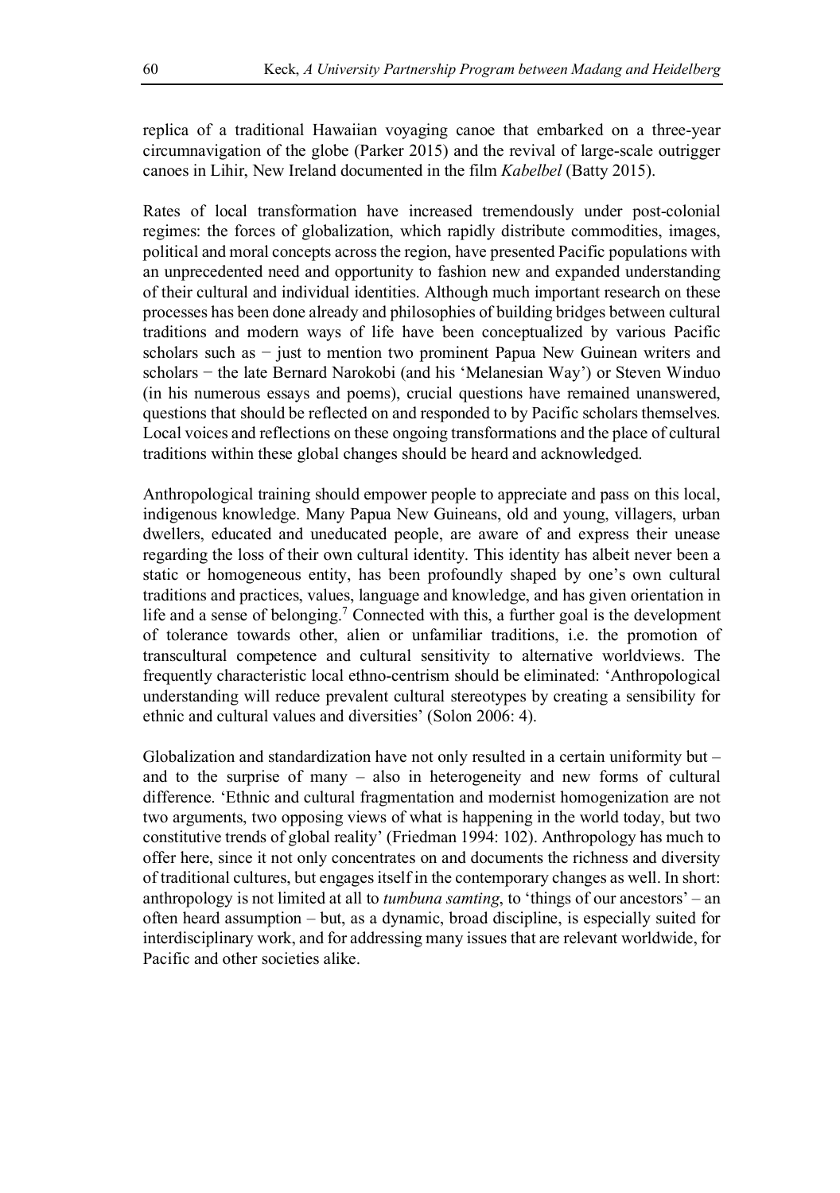replica of a traditional Hawaiian voyaging canoe that embarked on a three-year circumnavigation of the globe (Parker 2015) and the revival of large-scale outrigger canoes in Lihir, New Ireland documented in the film *Kabelbel* (Batty 2015).

Rates of local transformation have increased tremendously under post-colonial regimes: the forces of globalization, which rapidly distribute commodities, images, political and moral concepts across the region, have presented Pacific populations with an unprecedented need and opportunity to fashion new and expanded understanding of their cultural and individual identities. Although much important research on these processes has been done already and philosophies of building bridges between cultural traditions and modern ways of life have been conceptualized by various Pacific scholars such as − just to mention two prominent Papua New Guinean writers and scholars − the late Bernard Narokobi (and his 'Melanesian Way') or Steven Winduo (in his numerous essays and poems), crucial questions have remained unanswered, questions that should be reflected on and responded to by Pacific scholars themselves. Local voices and reflections on these ongoing transformations and the place of cultural traditions within these global changes should be heard and acknowledged.

Anthropological training should empower people to appreciate and pass on this local, indigenous knowledge. Many Papua New Guineans, old and young, villagers, urban dwellers, educated and uneducated people, are aware of and express their unease regarding the loss of their own cultural identity. This identity has albeit never been a static or homogeneous entity, has been profoundly shaped by one's own cultural traditions and practices, values, language and knowledge, and has given orientation in life and a sense of belonging.[7] Connected with this, a further goal is the development of tolerance towards other, alien or unfamiliar traditions, i.e. the promotion of transcultural competence and cultural sensitivity to alternative worldviews. The frequently characteristic local ethno-centrism should be eliminated: 'Anthropological understanding will reduce prevalent cultural stereotypes by creating a sensibility for ethnic and cultural values and diversities' (Solon 2006: 4).

Globalization and standardization have not only resulted in a certain uniformity but – and to the surprise of many – also in heterogeneity and new forms of cultural difference. 'Ethnic and cultural fragmentation and modernist homogenization are not two arguments, two opposing views of what is happening in the world today, but two constitutive trends of global reality' (Friedman 1994: 102). Anthropology has much to offer here, since it not only concentrates on and documents the richness and diversity of traditional cultures, but engages itself in the contemporary changes as well. In short: anthropology is not limited at all to *tumbuna samting*, to 'things of our ancestors' – an often heard assumption – but, as a dynamic, broad discipline, is especially suited for interdisciplinary work, and for addressing many issues that are relevant worldwide, for Pacific and other societies alike.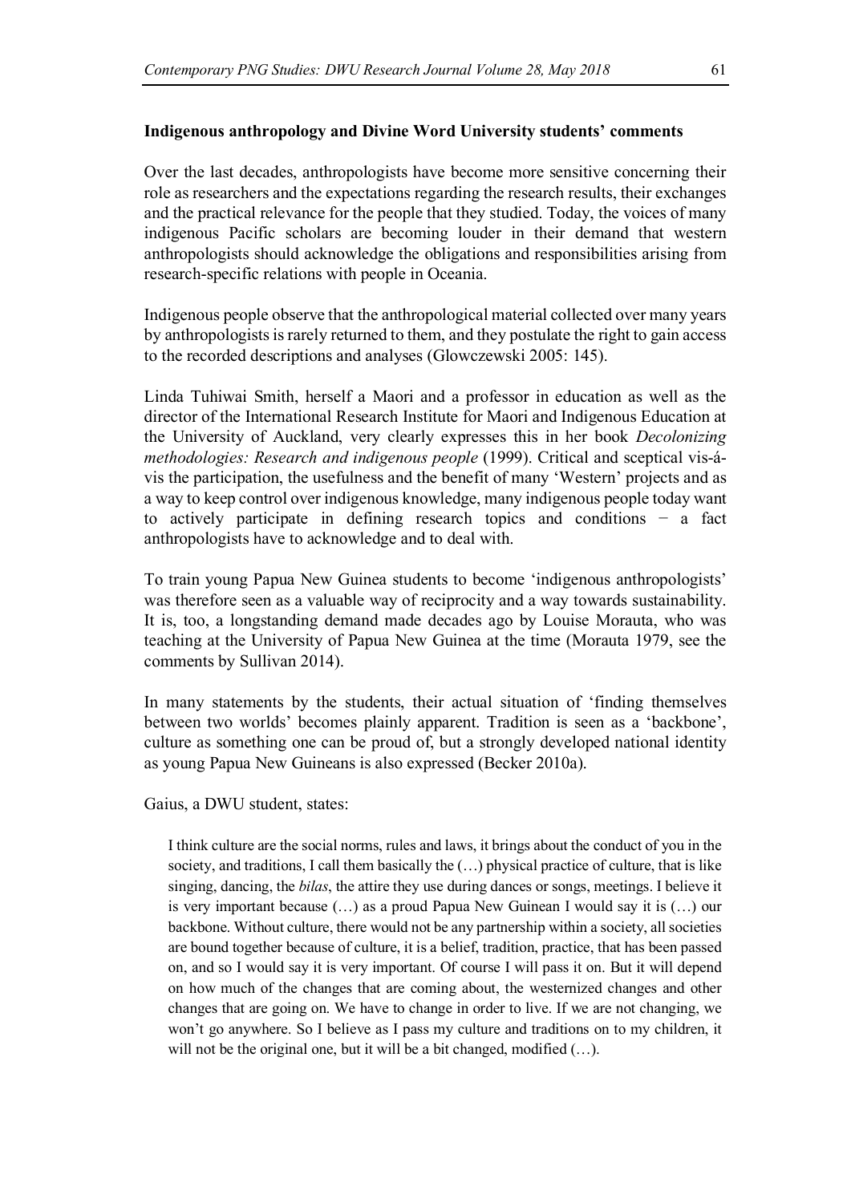**Indigenous anthropology and Divine Word University students' comments**

Over the last decades, anthropologists have become more sensitive concerning their role as researchers and the expectations regarding the research results, their exchanges and the practical relevance for the people that they studied. Today, the voices of many indigenous Pacific scholars are becoming louder in their demand that western anthropologists should acknowledge the obligations and responsibilities arising from research-specific relations with people in Oceania.

Indigenous people observe that the anthropological material collected over many years by anthropologists is rarely returned to them, and they postulate the right to gain access to the recorded descriptions and analyses (Glowczewski 2005: 145).

Linda Tuhiwai Smith, herself a Maori and a professor in education as well as the director of the International Research Institute for Maori and Indigenous Education at the University of Auckland, very clearly expresses this in her book *Decolonizing methodologies: Research and indigenous people* (1999). Critical and sceptical vis-á-vis the participation, the usefulness and the benefit of many 'Western' projects and as a way to keep control over indigenous knowledge, many indigenous people today want to actively participate in defining research topics and conditions − a fact anthropologists have to acknowledge and to deal with.

To train young Papua New Guinea students to become 'indigenous anthropologists' was therefore seen as a valuable way of reciprocity and a way towards sustainability. It is, too, a longstanding demand made decades ago by Louise Morauta, who was teaching at the University of Papua New Guinea at the time (Morauta 1979, see the comments by Sullivan 2014).

In many statements by the students, their actual situation of 'finding themselves between two worlds' becomes plainly apparent. Tradition is seen as a 'backbone', culture as something one can be proud of, but a strongly developed national identity as young Papua New Guineans is also expressed (Becker 2010a).

Gaius, a DWU student, states:

> I think culture are the social norms, rules and laws, it brings about the conduct of you in the society, and traditions, I call them basically the (…) physical practice of culture, that is like singing, dancing, the *bilas*, the attire they use during dances or songs, meetings. I believe it is very important because (…) as a proud Papua New Guinean I would say it is (…) our backbone. Without culture, there would not be any partnership within a society, all societies are bound together because of culture, it is a belief, tradition, practice, that has been passed on, and so I would say it is very important. Of course I will pass it on. But it will depend on how much of the changes that are coming about, the westernized changes and other changes that are going on. We have to change in order to live. If we are not changing, we won't go anywhere. So I believe as I pass my culture and traditions on to my children, it will not be the original one, but it will be a bit changed, modified (…).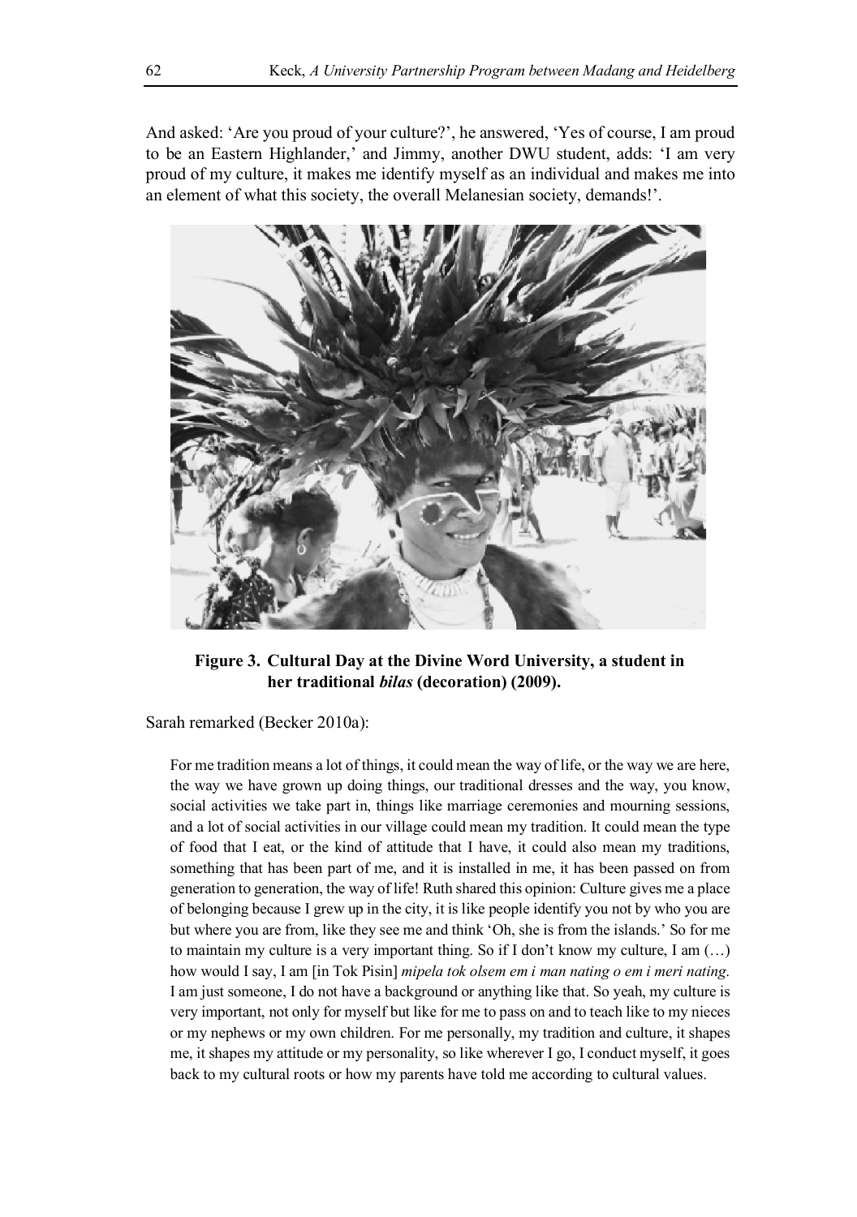And asked: 'Are you proud of your culture?', he answered, 'Yes of course, I am proud to be an Eastern Highlander,' and Jimmy, another DWU student, adds: 'I am very proud of my culture, it makes me identify myself as an individual and makes me into an element of what this society, the overall Melanesian society, demands!'.

**Figure 3. Cultural Day at the Divine Word University, a student in her traditional *bilas* (decoration) (2009).**

Sarah remarked (Becker 2010a):

> For me tradition means a lot of things, it could mean the way of life, or the way we are here, the way we have grown up doing things, our traditional dresses and the way, you know, social activities we take part in, things like marriage ceremonies and mourning sessions, and a lot of social activities in our village could mean my tradition. It could mean the type of food that I eat, or the kind of attitude that I have, it could also mean my traditions, something that has been part of me, and it is installed in me, it has been passed on from generation to generation, the way of life! Ruth shared this opinion: Culture gives me a place of belonging because I grew up in the city, it is like people identify you not by who you are but where you are from, like they see me and think 'Oh, she is from the islands.' So for me to maintain my culture is a very important thing. So if I don't know my culture, I am (…) how would I say, I am [in Tok Pisin] *mipela tok olsem em i man nating o em i meri nating*. I am just someone, I do not have a background or anything like that. So yeah, my culture is very important, not only for myself but like for me to pass on and to teach like to my nieces or my nephews or my own children. For me personally, my tradition and culture, it shapes me, it shapes my attitude or my personality, so like wherever I go, I conduct myself, it goes back to my cultural roots or how my parents have told me according to cultural values.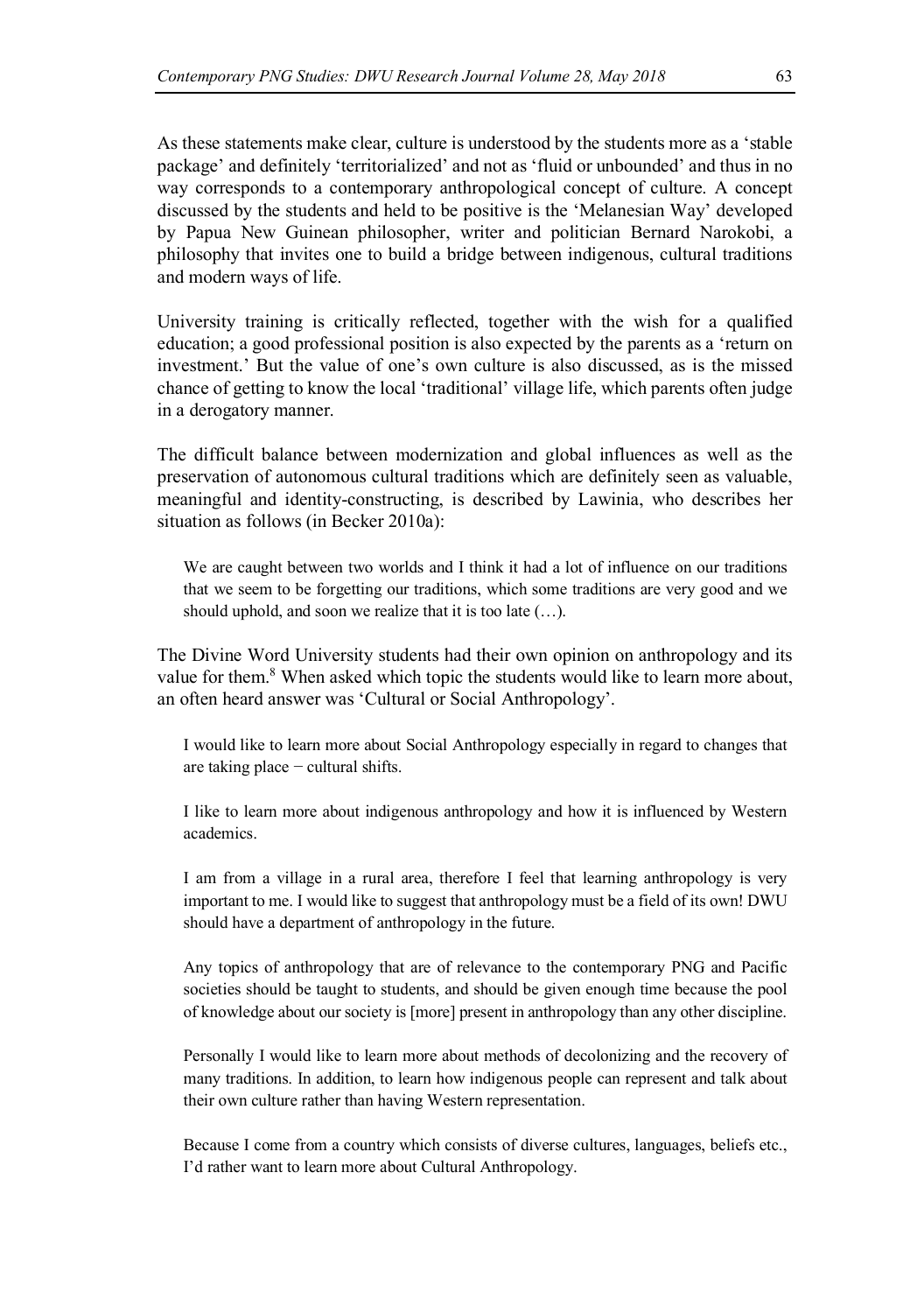As these statements make clear, culture is understood by the students more as a 'stable package' and definitely 'territorialized' and not as 'fluid or unbounded' and thus in no way corresponds to a contemporary anthropological concept of culture. A concept discussed by the students and held to be positive is the 'Melanesian Way' developed by Papua New Guinean philosopher, writer and politician Bernard Narokobi, a philosophy that invites one to build a bridge between indigenous, cultural traditions and modern ways of life.

University training is critically reflected, together with the wish for a qualified education; a good professional position is also expected by the parents as a 'return on investment.' But the value of one's own culture is also discussed, as is the missed chance of getting to know the local 'traditional' village life, which parents often judge in a derogatory manner.

The difficult balance between modernization and global influences as well as the preservation of autonomous cultural traditions which are definitely seen as valuable, meaningful and identity-constructing, is described by Lawinia, who describes her situation as follows (in Becker 2010a):

> We are caught between two worlds and I think it had a lot of influence on our traditions that we seem to be forgetting our traditions, which some traditions are very good and we should uphold, and soon we realize that it is too late (…).

The Divine Word University students had their own opinion on anthropology and its value for them.[8] When asked which topic the students would like to learn more about, an often heard answer was 'Cultural or Social Anthropology'.

> I would like to learn more about Social Anthropology especially in regard to changes that are taking place − cultural shifts.
>
> I like to learn more about indigenous anthropology and how it is influenced by Western academics.
>
> I am from a village in a rural area, therefore I feel that learning anthropology is very important to me. I would like to suggest that anthropology must be a field of its own! DWU should have a department of anthropology in the future.
>
> Any topics of anthropology that are of relevance to the contemporary PNG and Pacific societies should be taught to students, and should be given enough time because the pool of knowledge about our society is [more] present in anthropology than any other discipline.
>
> Personally I would like to learn more about methods of decolonizing and the recovery of many traditions. In addition, to learn how indigenous people can represent and talk about their own culture rather than having Western representation.
>
> Because I come from a country which consists of diverse cultures, languages, beliefs etc., I'd rather want to learn more about Cultural Anthropology.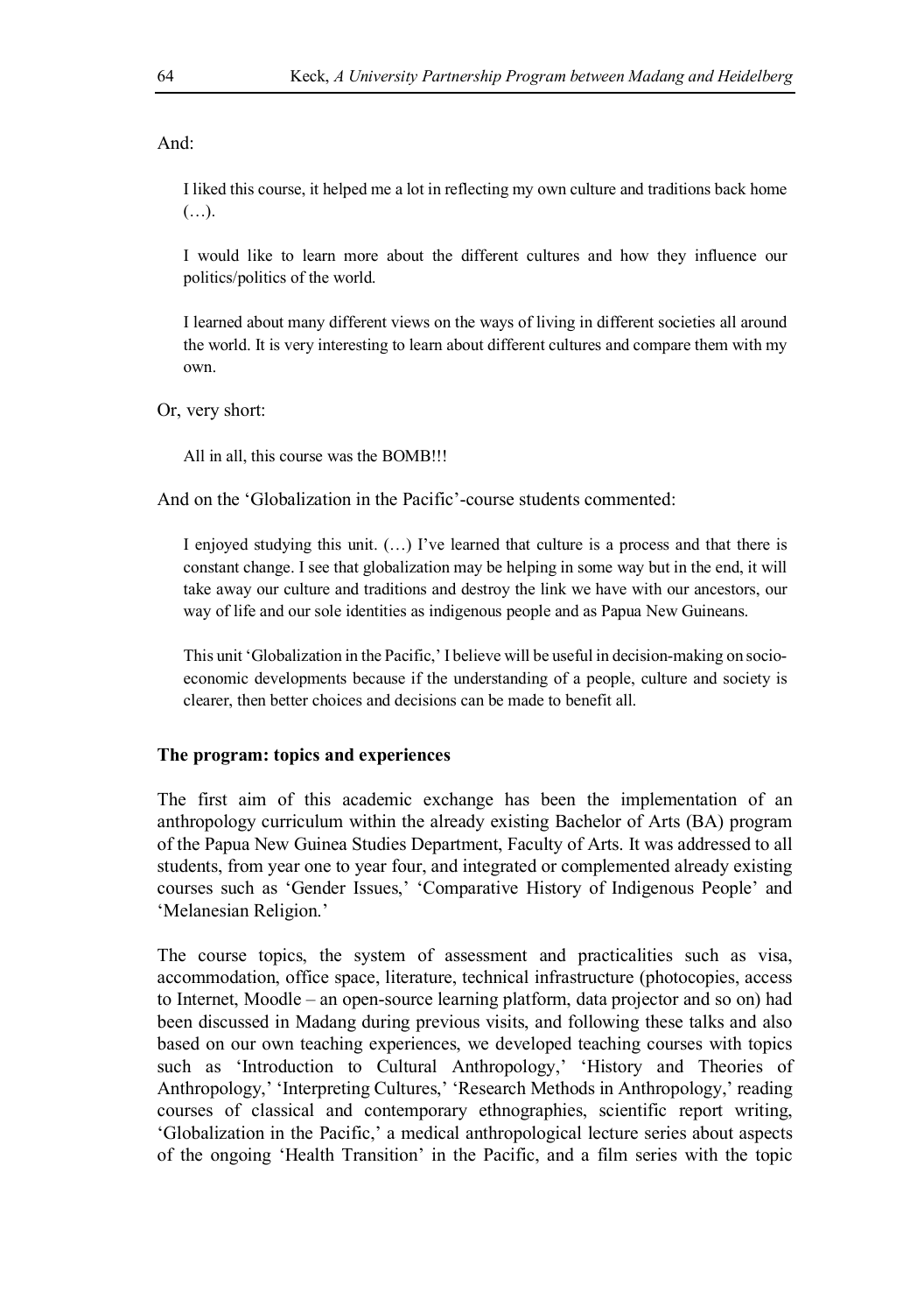And:

> I liked this course, it helped me a lot in reflecting my own culture and traditions back home (…).
>
> I would like to learn more about the different cultures and how they influence our politics/politics of the world.
>
> I learned about many different views on the ways of living in different societies all around the world. It is very interesting to learn about different cultures and compare them with my own.

Or, very short:

> All in all, this course was the BOMB!!!

And on the 'Globalization in the Pacific'-course students commented:

> I enjoyed studying this unit. (…) I've learned that culture is a process and that there is constant change. I see that globalization may be helping in some way but in the end, it will take away our culture and traditions and destroy the link we have with our ancestors, our way of life and our sole identities as indigenous people and as Papua New Guineans.
>
> This unit 'Globalization in the Pacific,' I believe will be useful in decision-making on socio-economic developments because if the understanding of a people, culture and society is clearer, then better choices and decisions can be made to benefit all.

### The program: topics and experiences

The first aim of this academic exchange has been the implementation of an anthropology curriculum within the already existing Bachelor of Arts (BA) program of the Papua New Guinea Studies Department, Faculty of Arts. It was addressed to all students, from year one to year four, and integrated or complemented already existing courses such as 'Gender Issues,' 'Comparative History of Indigenous People' and 'Melanesian Religion.'

The course topics, the system of assessment and practicalities such as visa, accommodation, office space, literature, technical infrastructure (photocopies, access to Internet, Moodle – an open-source learning platform, data projector and so on) had been discussed in Madang during previous visits, and following these talks and also based on our own teaching experiences, we developed teaching courses with topics such as 'Introduction to Cultural Anthropology,' 'History and Theories of Anthropology,' 'Interpreting Cultures,' 'Research Methods in Anthropology,' reading courses of classical and contemporary ethnographies, scientific report writing, 'Globalization in the Pacific,' a medical anthropological lecture series about aspects of the ongoing 'Health Transition' in the Pacific, and a film series with the topic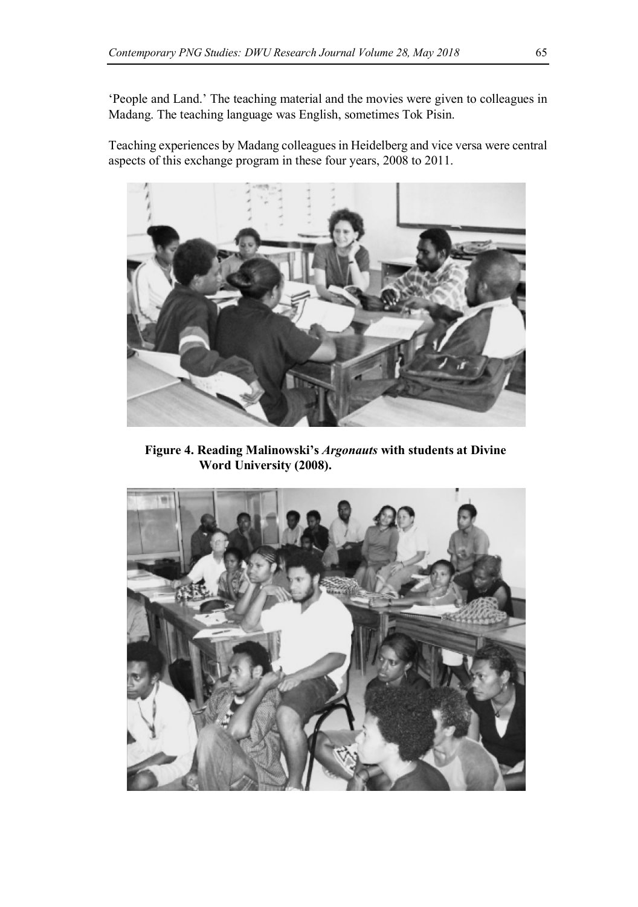'People and Land.' The teaching material and the movies were given to colleagues in Madang. The teaching language was English, sometimes Tok Pisin.

Teaching experiences by Madang colleagues in Heidelberg and vice versa were central aspects of this exchange program in these four years, 2008 to 2011.

**Figure 4. Reading Malinowski's *Argonauts* with students at Divine Word University (2008).**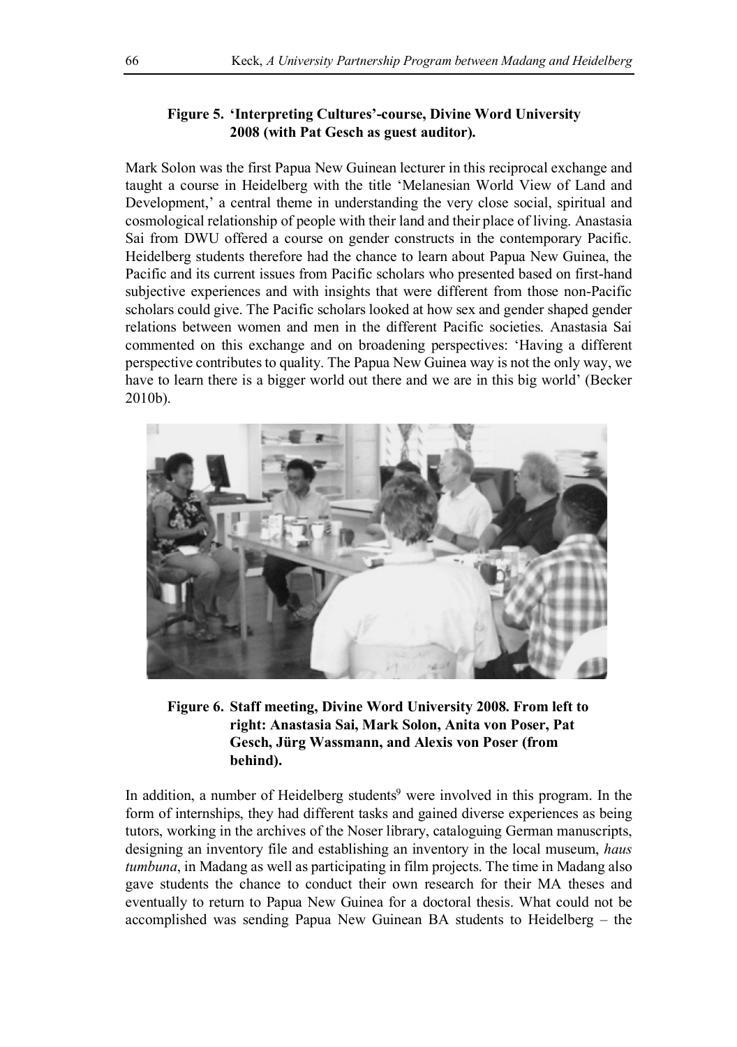**Figure 5. 'Interpreting Cultures'-course, Divine Word University 2008 (with Pat Gesch as guest auditor).**

Mark Solon was the first Papua New Guinean lecturer in this reciprocal exchange and taught a course in Heidelberg with the title 'Melanesian World View of Land and Development,' a central theme in understanding the very close social, spiritual and cosmological relationship of people with their land and their place of living. Anastasia Sai from DWU offered a course on gender constructs in the contemporary Pacific. Heidelberg students therefore had the chance to learn about Papua New Guinea, the Pacific and its current issues from Pacific scholars who presented based on first-hand subjective experiences and with insights that were different from those non-Pacific scholars could give. The Pacific scholars looked at how sex and gender shaped gender relations between women and men in the different Pacific societies. Anastasia Sai commented on this exchange and on broadening perspectives: 'Having a different perspective contributes to quality. The Papua New Guinea way is not the only way, we have to learn there is a bigger world out there and we are in this big world' (Becker 2010b).

**Figure 6. Staff meeting, Divine Word University 2008. From left to right: Anastasia Sai, Mark Solon, Anita von Poser, Pat Gesch, Jürg Wassmann, and Alexis von Poser (from behind).**

In addition, a number of Heidelberg students[9] were involved in this program. In the form of internships, they had different tasks and gained diverse experiences as being tutors, working in the archives of the Noser library, cataloguing German manuscripts, designing an inventory file and establishing an inventory in the local museum, *haus tumbuna*, in Madang as well as participating in film projects. The time in Madang also gave students the chance to conduct their own research for their MA theses and eventually to return to Papua New Guinea for a doctoral thesis. What could not be accomplished was sending Papua New Guinean BA students to Heidelberg – the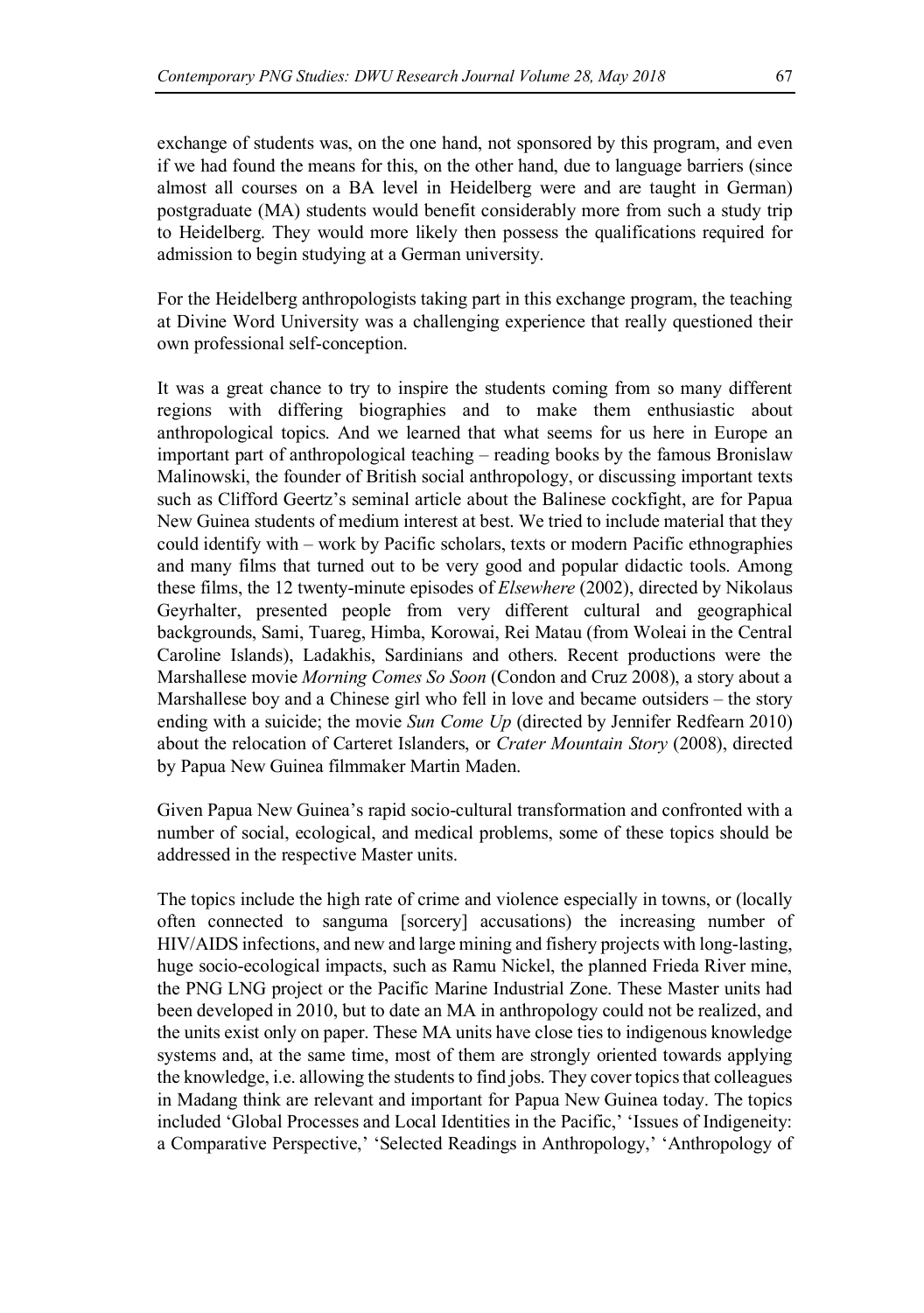exchange of students was, on the one hand, not sponsored by this program, and even if we had found the means for this, on the other hand, due to language barriers (since almost all courses on a BA level in Heidelberg were and are taught in German) postgraduate (MA) students would benefit considerably more from such a study trip to Heidelberg. They would more likely then possess the qualifications required for admission to begin studying at a German university.

For the Heidelberg anthropologists taking part in this exchange program, the teaching at Divine Word University was a challenging experience that really questioned their own professional self-conception.

It was a great chance to try to inspire the students coming from so many different regions with differing biographies and to make them enthusiastic about anthropological topics. And we learned that what seems for us here in Europe an important part of anthropological teaching – reading books by the famous Bronislaw Malinowski, the founder of British social anthropology, or discussing important texts such as Clifford Geertz's seminal article about the Balinese cockfight, are for Papua New Guinea students of medium interest at best. We tried to include material that they could identify with – work by Pacific scholars, texts or modern Pacific ethnographies and many films that turned out to be very good and popular didactic tools. Among these films, the 12 twenty-minute episodes of *Elsewhere* (2002), directed by Nikolaus Geyrhalter, presented people from very different cultural and geographical backgrounds, Sami, Tuareg, Himba, Korowai, Rei Matau (from Woleai in the Central Caroline Islands), Ladakhis, Sardinians and others. Recent productions were the Marshallese movie *Morning Comes So Soon* (Condon and Cruz 2008), a story about a Marshallese boy and a Chinese girl who fell in love and became outsiders – the story ending with a suicide; the movie *Sun Come Up* (directed by Jennifer Redfearn 2010) about the relocation of Carteret Islanders, or *Crater Mountain Story* (2008), directed by Papua New Guinea filmmaker Martin Maden.

Given Papua New Guinea's rapid socio-cultural transformation and confronted with a number of social, ecological, and medical problems, some of these topics should be addressed in the respective Master units.

The topics include the high rate of crime and violence especially in towns, or (locally often connected to sanguma [sorcery] accusations) the increasing number of HIV/AIDS infections, and new and large mining and fishery projects with long-lasting, huge socio-ecological impacts, such as Ramu Nickel, the planned Frieda River mine, the PNG LNG project or the Pacific Marine Industrial Zone. These Master units had been developed in 2010, but to date an MA in anthropology could not be realized, and the units exist only on paper. These MA units have close ties to indigenous knowledge systems and, at the same time, most of them are strongly oriented towards applying the knowledge, i.e. allowing the students to find jobs. They cover topics that colleagues in Madang think are relevant and important for Papua New Guinea today. The topics included 'Global Processes and Local Identities in the Pacific,' 'Issues of Indigeneity: a Comparative Perspective,' 'Selected Readings in Anthropology,' 'Anthropology of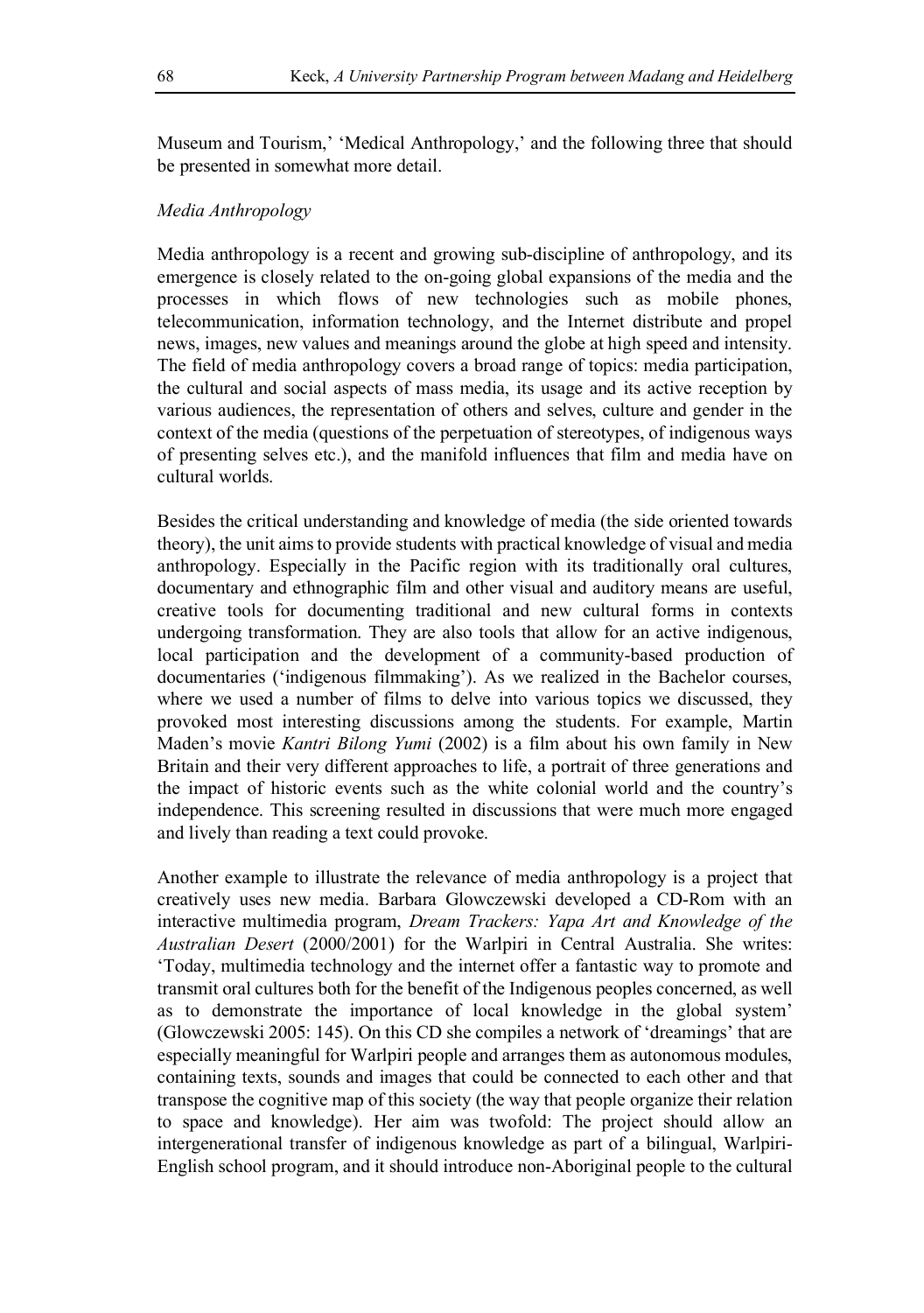Museum and Tourism,' 'Medical Anthropology,' and the following three that should be presented in somewhat more detail.

*Media Anthropology*

Media anthropology is a recent and growing sub-discipline of anthropology, and its emergence is closely related to the on-going global expansions of the media and the processes in which flows of new technologies such as mobile phones, telecommunication, information technology, and the Internet distribute and propel news, images, new values and meanings around the globe at high speed and intensity. The field of media anthropology covers a broad range of topics: media participation, the cultural and social aspects of mass media, its usage and its active reception by various audiences, the representation of others and selves, culture and gender in the context of the media (questions of the perpetuation of stereotypes, of indigenous ways of presenting selves etc.), and the manifold influences that film and media have on cultural worlds.

Besides the critical understanding and knowledge of media (the side oriented towards theory), the unit aims to provide students with practical knowledge of visual and media anthropology. Especially in the Pacific region with its traditionally oral cultures, documentary and ethnographic film and other visual and auditory means are useful, creative tools for documenting traditional and new cultural forms in contexts undergoing transformation. They are also tools that allow for an active indigenous, local participation and the development of a community-based production of documentaries ('indigenous filmmaking'). As we realized in the Bachelor courses, where we used a number of films to delve into various topics we discussed, they provoked most interesting discussions among the students. For example, Martin Maden's movie *Kantri Bilong Yumi* (2002) is a film about his own family in New Britain and their very different approaches to life, a portrait of three generations and the impact of historic events such as the white colonial world and the country's independence. This screening resulted in discussions that were much more engaged and lively than reading a text could provoke.

Another example to illustrate the relevance of media anthropology is a project that creatively uses new media. Barbara Glowczewski developed a CD-Rom with an interactive multimedia program, *Dream Trackers: Yapa Art and Knowledge of the Australian Desert* (2000/2001) for the Warlpiri in Central Australia. She writes: 'Today, multimedia technology and the internet offer a fantastic way to promote and transmit oral cultures both for the benefit of the Indigenous peoples concerned, as well as to demonstrate the importance of local knowledge in the global system' (Glowczewski 2005: 145). On this CD she compiles a network of 'dreamings' that are especially meaningful for Warlpiri people and arranges them as autonomous modules, containing texts, sounds and images that could be connected to each other and that transpose the cognitive map of this society (the way that people organize their relation to space and knowledge). Her aim was twofold: The project should allow an intergenerational transfer of indigenous knowledge as part of a bilingual, Warlpiri-English school program, and it should introduce non-Aboriginal people to the cultural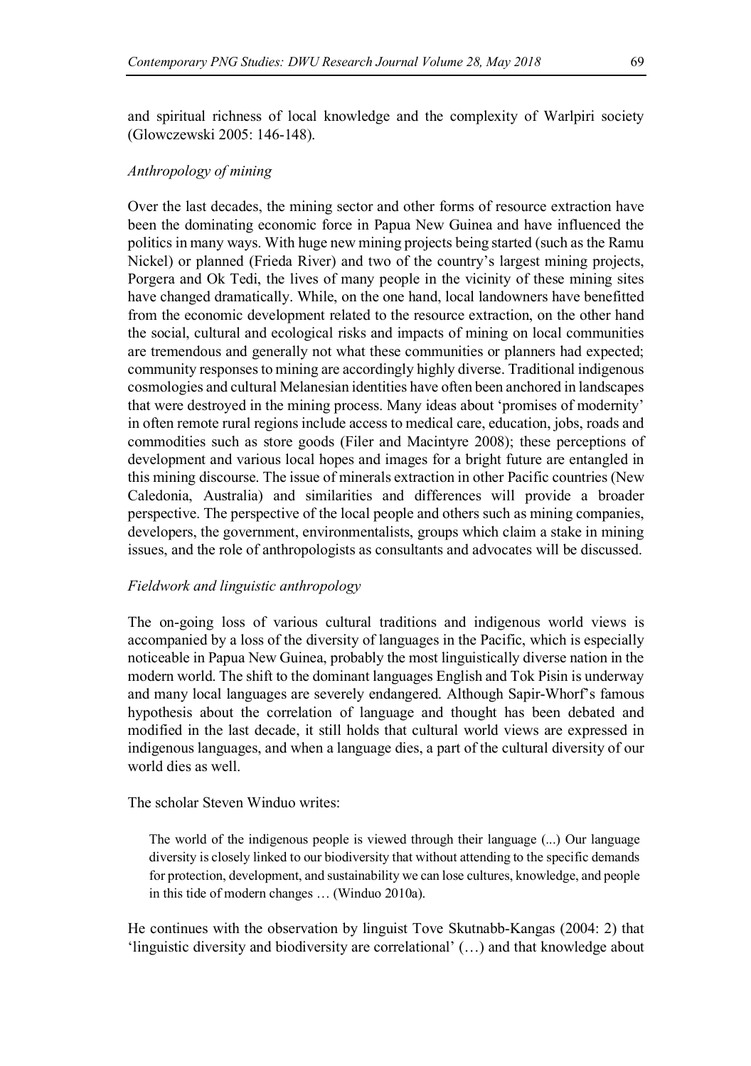and spiritual richness of local knowledge and the complexity of Warlpiri society (Glowczewski 2005: 146-148).

### *Anthropology of mining*

Over the last decades, the mining sector and other forms of resource extraction have been the dominating economic force in Papua New Guinea and have influenced the politics in many ways. With huge new mining projects being started (such as the Ramu Nickel) or planned (Frieda River) and two of the country's largest mining projects, Porgera and Ok Tedi, the lives of many people in the vicinity of these mining sites have changed dramatically. While, on the one hand, local landowners have benefitted from the economic development related to the resource extraction, on the other hand the social, cultural and ecological risks and impacts of mining on local communities are tremendous and generally not what these communities or planners had expected; community responses to mining are accordingly highly diverse. Traditional indigenous cosmologies and cultural Melanesian identities have often been anchored in landscapes that were destroyed in the mining process. Many ideas about 'promises of modernity' in often remote rural regions include access to medical care, education, jobs, roads and commodities such as store goods (Filer and Macintyre 2008); these perceptions of development and various local hopes and images for a bright future are entangled in this mining discourse. The issue of minerals extraction in other Pacific countries (New Caledonia, Australia) and similarities and differences will provide a broader perspective. The perspective of the local people and others such as mining companies, developers, the government, environmentalists, groups which claim a stake in mining issues, and the role of anthropologists as consultants and advocates will be discussed.

### *Fieldwork and linguistic anthropology*

The on-going loss of various cultural traditions and indigenous world views is accompanied by a loss of the diversity of languages in the Pacific, which is especially noticeable in Papua New Guinea, probably the most linguistically diverse nation in the modern world. The shift to the dominant languages English and Tok Pisin is underway and many local languages are severely endangered. Although Sapir-Whorf's famous hypothesis about the correlation of language and thought has been debated and modified in the last decade, it still holds that cultural world views are expressed in indigenous languages, and when a language dies, a part of the cultural diversity of our world dies as well.

The scholar Steven Winduo writes:

> The world of the indigenous people is viewed through their language (...) Our language diversity is closely linked to our biodiversity that without attending to the specific demands for protection, development, and sustainability we can lose cultures, knowledge, and people in this tide of modern changes … (Winduo 2010a).

He continues with the observation by linguist Tove Skutnabb-Kangas (2004: 2) that 'linguistic diversity and biodiversity are correlational' (…) and that knowledge about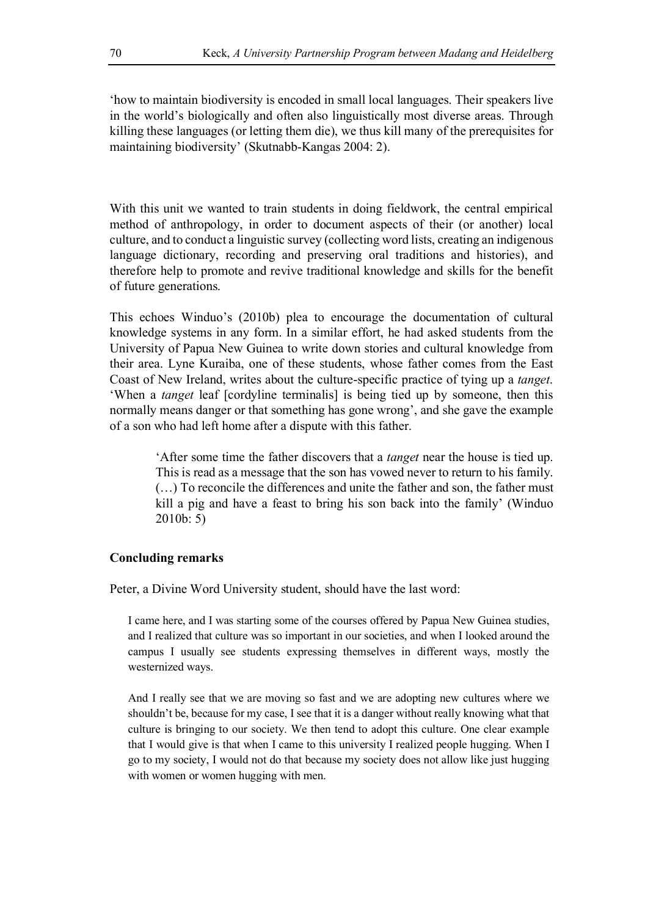'how to maintain biodiversity is encoded in small local languages. Their speakers live in the world's biologically and often also linguistically most diverse areas. Through killing these languages (or letting them die), we thus kill many of the prerequisites for maintaining biodiversity' (Skutnabb-Kangas 2004: 2).

With this unit we wanted to train students in doing fieldwork, the central empirical method of anthropology, in order to document aspects of their (or another) local culture, and to conduct a linguistic survey (collecting word lists, creating an indigenous language dictionary, recording and preserving oral traditions and histories), and therefore help to promote and revive traditional knowledge and skills for the benefit of future generations.

This echoes Winduo's (2010b) plea to encourage the documentation of cultural knowledge systems in any form. In a similar effort, he had asked students from the University of Papua New Guinea to write down stories and cultural knowledge from their area. Lyne Kuraiba, one of these students, whose father comes from the East Coast of New Ireland, writes about the culture-specific practice of tying up a *tanget*. 'When a *tanget* leaf [cordyline terminalis] is being tied up by someone, then this normally means danger or that something has gone wrong', and she gave the example of a son who had left home after a dispute with this father.

> 'After some time the father discovers that a *tanget* near the house is tied up. This is read as a message that the son has vowed never to return to his family. (…) To reconcile the differences and unite the father and son, the father must kill a pig and have a feast to bring his son back into the family' (Winduo 2010b: 5)

**Concluding remarks**

Peter, a Divine Word University student, should have the last word:

> I came here, and I was starting some of the courses offered by Papua New Guinea studies, and I realized that culture was so important in our societies, and when I looked around the campus I usually see students expressing themselves in different ways, mostly the westernized ways.
>
> And I really see that we are moving so fast and we are adopting new cultures where we shouldn't be, because for my case, I see that it is a danger without really knowing what that culture is bringing to our society. We then tend to adopt this culture. One clear example that I would give is that when I came to this university I realized people hugging. When I go to my society, I would not do that because my society does not allow like just hugging with women or women hugging with men.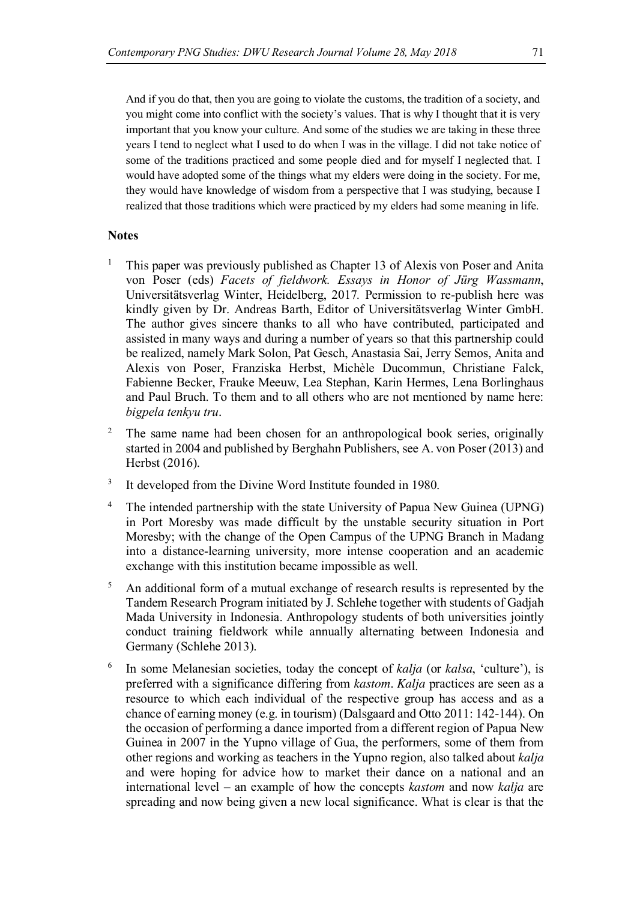And if you do that, then you are going to violate the customs, the tradition of a society, and you might come into conflict with the society's values. That is why I thought that it is very important that you know your culture. And some of the studies we are taking in these three years I tend to neglect what I used to do when I was in the village. I did not take notice of some of the traditions practiced and some people died and for myself I neglected that. I would have adopted some of the things what my elders were doing in the society. For me, they would have knowledge of wisdom from a perspective that I was studying, because I realized that those traditions which were practiced by my elders had some meaning in life.

## Notes

[1] This paper was previously published as Chapter 13 of Alexis von Poser and Anita von Poser (eds) *Facets of fieldwork. Essays in Honor of Jürg Wassmann*, Universitätsverlag Winter, Heidelberg, 2017. Permission to re-publish here was kindly given by Dr. Andreas Barth, Editor of Universitätsverlag Winter GmbH. The author gives sincere thanks to all who have contributed, participated and assisted in many ways and during a number of years so that this partnership could be realized, namely Mark Solon, Pat Gesch, Anastasia Sai, Jerry Semos, Anita and Alexis von Poser, Franziska Herbst, Michèle Ducommun, Christiane Falck, Fabienne Becker, Frauke Meeuw, Lea Stephan, Karin Hermes, Lena Borlinghaus and Paul Bruch. To them and to all others who are not mentioned by name here: *bigpela tenkyu tru*.

[2] The same name had been chosen for an anthropological book series, originally started in 2004 and published by Berghahn Publishers, see A. von Poser (2013) and Herbst (2016).

[3] It developed from the Divine Word Institute founded in 1980.

[4] The intended partnership with the state University of Papua New Guinea (UPNG) in Port Moresby was made difficult by the unstable security situation in Port Moresby; with the change of the Open Campus of the UPNG Branch in Madang into a distance-learning university, more intense cooperation and an academic exchange with this institution became impossible as well.

[5] An additional form of a mutual exchange of research results is represented by the Tandem Research Program initiated by J. Schlehe together with students of Gadjah Mada University in Indonesia. Anthropology students of both universities jointly conduct training fieldwork while annually alternating between Indonesia and Germany (Schlehe 2013).

[6] In some Melanesian societies, today the concept of *kalja* (or *kalsa*, 'culture'), is preferred with a significance differing from *kastom*. *Kalja* practices are seen as a resource to which each individual of the respective group has access and as a chance of earning money (e.g. in tourism) (Dalsgaard and Otto 2011: 142-144). On the occasion of performing a dance imported from a different region of Papua New Guinea in 2007 in the Yupno village of Gua, the performers, some of them from other regions and working as teachers in the Yupno region, also talked about *kalja* and were hoping for advice how to market their dance on a national and an international level – an example of how the concepts *kastom* and now *kalja* are spreading and now being given a new local significance. What is clear is that the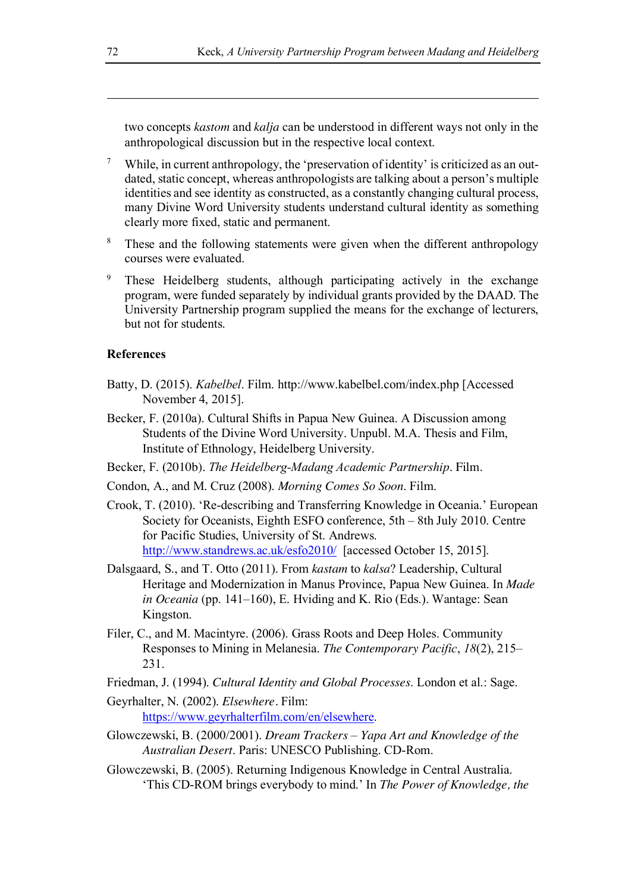two concepts *kastom* and *kalja* can be understood in different ways not only in the anthropological discussion but in the respective local context.

[7] While, in current anthropology, the 'preservation of identity' is criticized as an outdated, static concept, whereas anthropologists are talking about a person's multiple identities and see identity as constructed, as a constantly changing cultural process, many Divine Word University students understand cultural identity as something clearly more fixed, static and permanent.

[8] These and the following statements were given when the different anthropology courses were evaluated.

[9] These Heidelberg students, although participating actively in the exchange program, were funded separately by individual grants provided by the DAAD. The University Partnership program supplied the means for the exchange of lecturers, but not for students.

**References**

Batty, D. (2015). *Kabelbel*. Film. http://www.kabelbel.com/index.php [Accessed November 4, 2015].

Becker, F. (2010a). Cultural Shifts in Papua New Guinea. A Discussion among Students of the Divine Word University. Unpubl. M.A. Thesis and Film, Institute of Ethnology, Heidelberg University.

Becker, F. (2010b). *The Heidelberg-Madang Academic Partnership*. Film.

Condon, A., and M. Cruz (2008). *Morning Comes So Soon*. Film.

Crook, T. (2010). 'Re-describing and Transferring Knowledge in Oceania.' European Society for Oceanists, Eighth ESFO conference, 5th – 8th July 2010. Centre for Pacific Studies, University of St. Andrews. http://www.standrews.ac.uk/esfo2010/ [accessed October 15, 2015].

Dalsgaard, S., and T. Otto (2011). From *kastam* to *kalsa*? Leadership, Cultural Heritage and Modernization in Manus Province, Papua New Guinea. In *Made in Oceania* (pp. 141–160), E. Hviding and K. Rio (Eds.). Wantage: Sean Kingston.

Filer, C., and M. Macintyre. (2006). Grass Roots and Deep Holes. Community Responses to Mining in Melanesia. *The Contemporary Pacific*, *18*(2), 215–231.

Friedman, J. (1994). *Cultural Identity and Global Processes*. London et al.: Sage.

Geyrhalter, N. (2002). *Elsewhere*. Film: https://www.geyrhalterfilm.com/en/elsewhere.

Glowczewski, B. (2000/2001). *Dream Trackers – Yapa Art and Knowledge of the Australian Desert*. Paris: UNESCO Publishing. CD-Rom.

Glowczewski, B. (2005). Returning Indigenous Knowledge in Central Australia. 'This CD-ROM brings everybody to mind.' In *The Power of Knowledge, the*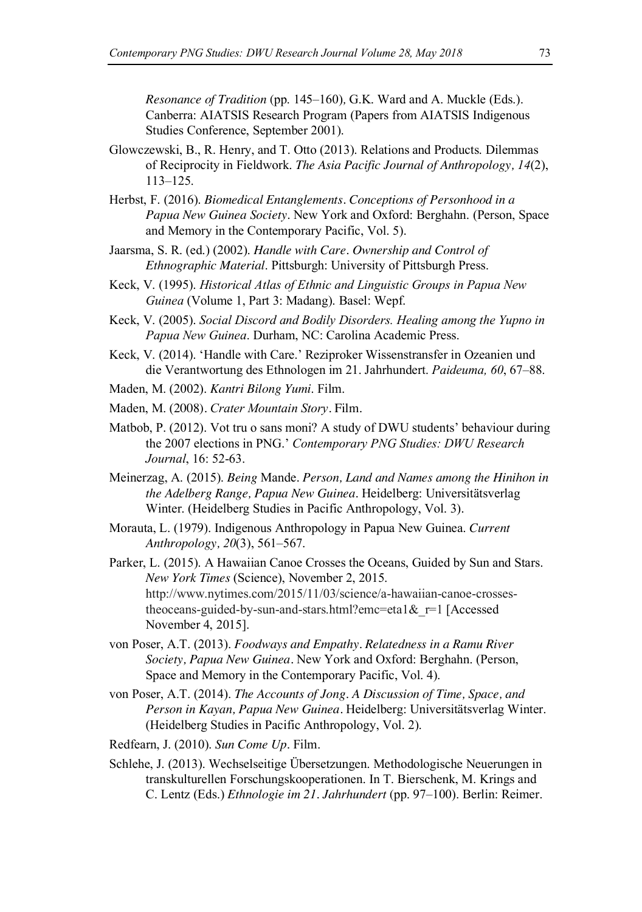*Resonance of Tradition* (pp. 145–160), G.K. Ward and A. Muckle (Eds.). Canberra: AIATSIS Research Program (Papers from AIATSIS Indigenous Studies Conference, September 2001).

Glowczewski, B., R. Henry, and T. Otto (2013). Relations and Products. Dilemmas of Reciprocity in Fieldwork. *The Asia Pacific Journal of Anthropology, 14*(2), 113–125.

Herbst, F. (2016). *Biomedical Entanglements. Conceptions of Personhood in a Papua New Guinea Society*. New York and Oxford: Berghahn. (Person, Space and Memory in the Contemporary Pacific, Vol. 5).

Jaarsma, S. R. (ed.) (2002). *Handle with Care. Ownership and Control of Ethnographic Material*. Pittsburgh: University of Pittsburgh Press.

Keck, V. (1995). *Historical Atlas of Ethnic and Linguistic Groups in Papua New Guinea* (Volume 1, Part 3: Madang). Basel: Wepf.

Keck, V. (2005). *Social Discord and Bodily Disorders. Healing among the Yupno in Papua New Guinea*. Durham, NC: Carolina Academic Press.

Keck, V. (2014). 'Handle with Care.' Reziproker Wissenstransfer in Ozeanien und die Verantwortung des Ethnologen im 21. Jahrhundert. *Paideuma, 60*, 67–88.

Maden, M. (2002). *Kantri Bilong Yumi*. Film.

Maden, M. (2008). *Crater Mountain Story*. Film.

Matbob, P. (2012). Vot tru o sans moni? A study of DWU students' behaviour during the 2007 elections in PNG.' *Contemporary PNG Studies: DWU Research Journal*, 16: 52-63.

Meinerzag, A. (2015). *Being* Mande. *Person, Land and Names among the Hinihon in the Adelberg Range, Papua New Guinea*. Heidelberg: Universitätsverlag Winter. (Heidelberg Studies in Pacific Anthropology, Vol. 3).

Morauta, L. (1979). Indigenous Anthropology in Papua New Guinea. *Current Anthropology, 20*(3), 561–567.

Parker, L. (2015). A Hawaiian Canoe Crosses the Oceans, Guided by Sun and Stars. *New York Times* (Science), November 2, 2015. http://www.nytimes.com/2015/11/03/science/a-hawaiian-canoe-crosses-theoceans-guided-by-sun-and-stars.html?emc=eta1&_r=1 [Accessed November 4, 2015].

von Poser, A.T. (2013). *Foodways and Empathy. Relatedness in a Ramu River Society, Papua New Guinea*. New York and Oxford: Berghahn. (Person, Space and Memory in the Contemporary Pacific, Vol. 4).

von Poser, A.T. (2014). *The Accounts of Jong. A Discussion of Time, Space, and Person in Kayan, Papua New Guinea*. Heidelberg: Universitätsverlag Winter. (Heidelberg Studies in Pacific Anthropology, Vol. 2).

Redfearn, J. (2010). *Sun Come Up*. Film.

Schlehe, J. (2013). Wechselseitige Übersetzungen. Methodologische Neuerungen in transkulturellen Forschungskooperationen. In T. Bierschenk, M. Krings and C. Lentz (Eds.) *Ethnologie im 21. Jahrhundert* (pp. 97–100). Berlin: Reimer.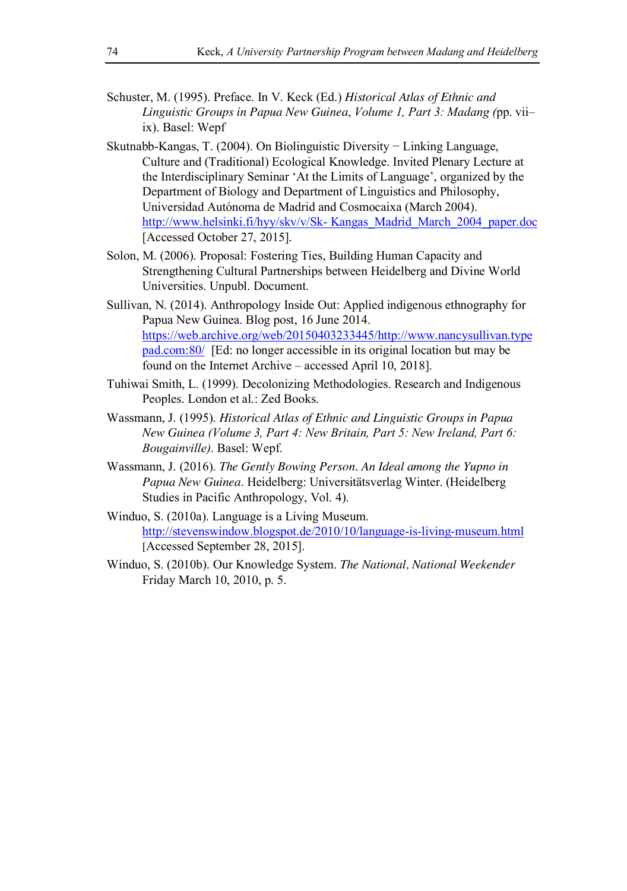Schuster, M. (1995). Preface. In V. Keck (Ed.) *Historical Atlas of Ethnic and Linguistic Groups in Papua New Guinea*, *Volume 1, Part 3: Madang (*pp. vii–ix). Basel: Wepf

Skutnabb-Kangas, T. (2004). On Biolinguistic Diversity − Linking Language, Culture and (Traditional) Ecological Knowledge. Invited Plenary Lecture at the Interdisciplinary Seminar 'At the Limits of Language', organized by the Department of Biology and Department of Linguistics and Philosophy, Universidad Autónoma de Madrid and Cosmocaixa (March 2004). http://www.helsinki.fi/hyy/skv/v/Sk- Kangas_Madrid_March_2004_paper.doc [Accessed October 27, 2015].

Solon, M. (2006). Proposal: Fostering Ties, Building Human Capacity and Strengthening Cultural Partnerships between Heidelberg and Divine World Universities. Unpubl. Document.

Sullivan, N. (2014). Anthropology Inside Out: Applied indigenous ethnography for Papua New Guinea. Blog post, 16 June 2014. https://web.archive.org/web/20150403233445/http://www.nancysullivan.typepad.com:80/ [Ed: no longer accessible in its original location but may be found on the Internet Archive – accessed April 10, 2018].

Tuhiwai Smith, L. (1999). Decolonizing Methodologies. Research and Indigenous Peoples. London et al.: Zed Books.

Wassmann, J. (1995). *Historical Atlas of Ethnic and Linguistic Groups in Papua New Guinea (Volume 3, Part 4: New Britain, Part 5: New Ireland, Part 6: Bougainville)*. Basel: Wepf.

Wassmann, J. (2016). *The Gently Bowing Person*. *An Ideal among the Yupno in Papua New Guinea*. Heidelberg: Universitätsverlag Winter. (Heidelberg Studies in Pacific Anthropology, Vol. 4).

Winduo, S. (2010a). Language is a Living Museum. http://stevenswindow.blogspot.de/2010/10/language-is-living-museum.html [Accessed September 28, 2015].

Winduo, S. (2010b). Our Knowledge System. *The National, National Weekender* Friday March 10, 2010, p. 5.